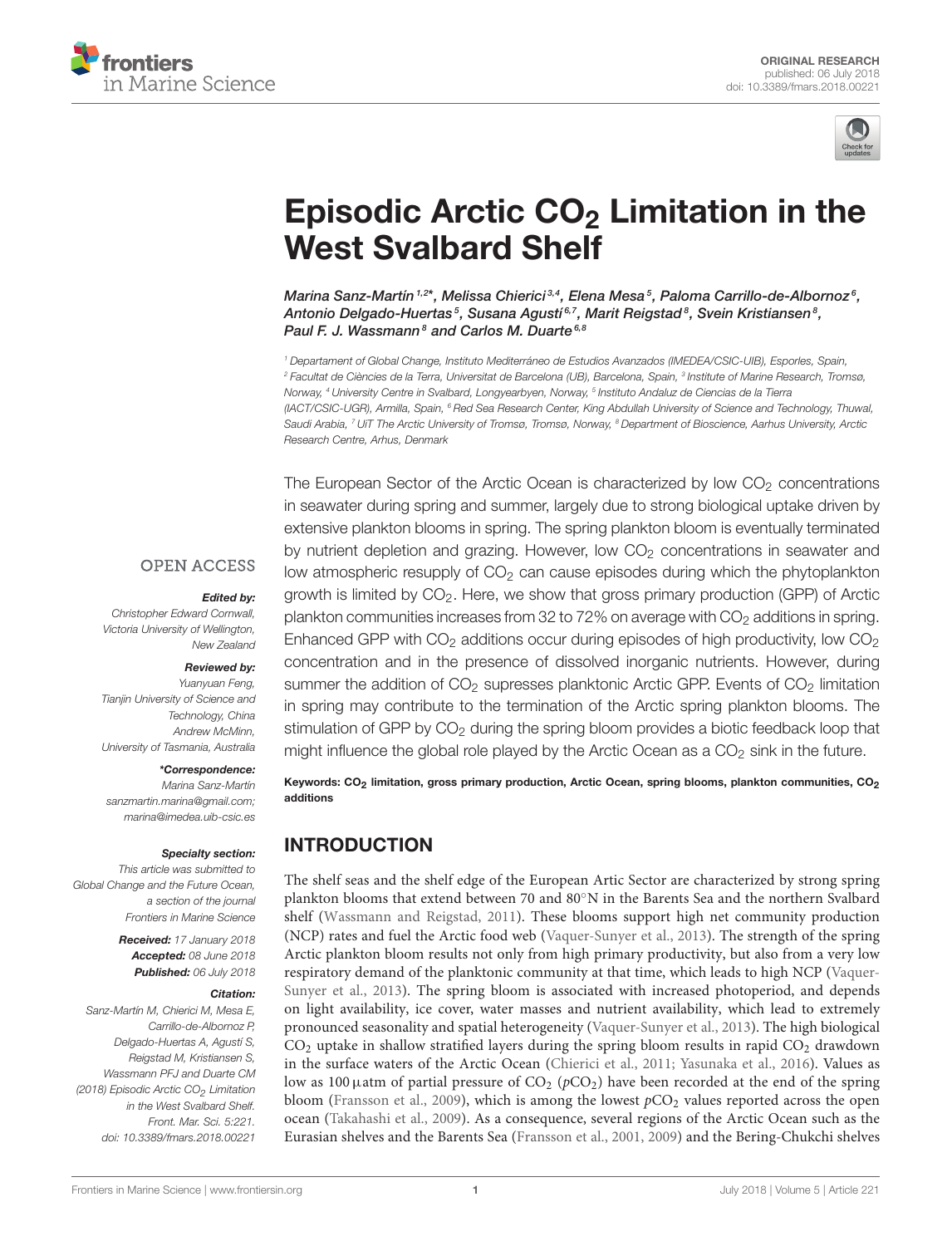ORIGINAL RESEARCH
published: 06 July 2018
doi: 10.3389/fmars.2018.00221

# Episodic Arctic $CO_2$ Limitation in the West Svalbard Shelf

*Marina Sanz-Martín[1,2]\*, Melissa Chierici[3,4], Elena Mesa[5], Paloma Carrillo-de-Albornoz[6], Antonio Delgado-Huertas[5], Susana Agustí[6,7], Marit Reigstad[8], Svein Kristiansen[8], Paul F. J. Wassmann[8] and Carlos M. Duarte[6,8]*

[1] Departament of Global Change, Instituto Mediterráneo de Estudios Avanzados (IMEDEA/CSIC-UIB), Esporles, Spain, [2] Facultat de Ciències de la Terra, Universitat de Barcelona (UB), Barcelona, Spain, [3] Institute of Marine Research, Tromsø, Norway, [4] University Centre in Svalbard, Longyearbyen, Norway, [5] Instituto Andaluz de Ciencias de la Tierra (IACT/CSIC-UGR), Armilla, Spain, [6] Red Sea Research Center, King Abdullah University of Science and Technology, Thuwal, Saudi Arabia, [7] UiT The Arctic University of Tromsø, Tromsø, Norway, [8] Department of Bioscience, Aarhus University, Arctic Research Centre, Arhus, Denmark

OPEN ACCESS

**Edited by:**
Christopher Edward Cornwall, Victoria University of Wellington, New Zealand

**Reviewed by:**
Yuanyuan Feng, Tianjin University of Science and Technology, China
Andrew McMinn, University of Tasmania, Australia

**\*Correspondence:**
Marina Sanz-Martín
sanzmartin.marina@gmail.com;
marina@imedea.uib-csic.es

**Specialty section:**
This article was submitted to Global Change and the Future Ocean, a section of the journal Frontiers in Marine Science

**Received:** 17 January 2018
**Accepted:** 08 June 2018
**Published:** 06 July 2018

**Citation:**
Sanz-Martín M, Chierici M, Mesa E, Carrillo-de-Albornoz P, Delgado-Huertas A, Agustí S, Reigstad M, Kristiansen S, Wassmann PFJ and Duarte CM (2018) Episodic Arctic $CO_2$ Limitation in the West Svalbard Shelf. Front. Mar. Sci. 5:221. doi: 10.3389/fmars.2018.00221

The European Sector of the Arctic Ocean is characterized by low $CO_2$ concentrations in seawater during spring and summer, largely due to strong biological uptake driven by extensive plankton blooms in spring. The spring plankton bloom is eventually terminated by nutrient depletion and grazing. However, low $CO_2$ concentrations in seawater and low atmospheric resupply of $CO_2$ can cause episodes during which the phytoplankton growth is limited by $CO_2$. Here, we show that gross primary production (GPP) of Arctic plankton communities increases from 32 to 72% on average with $CO_2$ additions in spring. Enhanced GPP with $CO_2$ additions occur during episodes of high productivity, low $CO_2$ concentration and in the presence of dissolved inorganic nutrients. However, during summer the addition of $CO_2$ supresses planktonic Arctic GPP. Events of $CO_2$ limitation in spring may contribute to the termination of the Arctic spring plankton blooms. The stimulation of GPP by $CO_2$ during the spring bloom provides a biotic feedback loop that might influence the global role played by the Arctic Ocean as a $CO_2$ sink in the future.

**Keywords:** $CO_2$ limitation, gross primary production, Arctic Ocean, spring blooms, plankton communities, $CO_2$ additions

## INTRODUCTION

The shelf seas and the shelf edge of the European Artic Sector are characterized by strong spring plankton blooms that extend between 70 and 80°N in the Barents Sea and the northern Svalbard shelf (Wassmann and Reigstad, 2011). These blooms support high net community production (NCP) rates and fuel the Arctic food web (Vaquer-Sunyer et al., 2013). The strength of the spring Arctic plankton bloom results not only from high primary productivity, but also from a very low respiratory demand of the planktonic community at that time, which leads to high NCP (Vaquer-Sunyer et al., 2013). The spring bloom is associated with increased photoperiod, and depends on light availability, ice cover, water masses and nutrient availability, which lead to extremely pronounced seasonality and spatial heterogeneity (Vaquer-Sunyer et al., 2013). The high biological $CO_2$ uptake in shallow stratified layers during the spring bloom results in rapid $CO_2$ drawdown in the surface waters of the Arctic Ocean (Chierici et al., 2011; Yasunaka et al., 2016). Values as low as 100 µatm of partial pressure of $CO_2$ ($pCO_2$) have been recorded at the end of the spring bloom (Fransson et al., 2009), which is among the lowest $pCO_2$ values reported across the open ocean (Takahashi et al., 2009). As a consequence, several regions of the Arctic Ocean such as the Eurasian shelves and the Barents Sea (Fransson et al., 2001, 2009) and the Bering-Chukchi shelves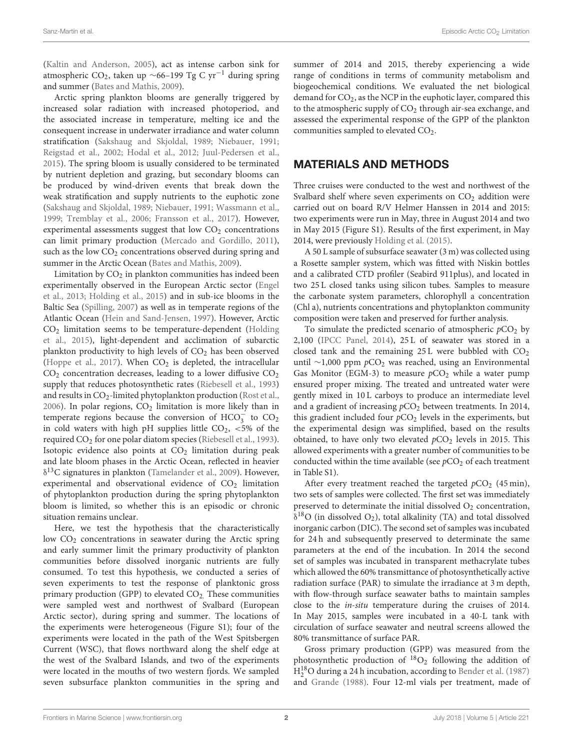(Kaltin and Anderson, 2005), act as intense carbon sink for atmospheric $CO_2$, taken up ~66–199 Tg C $yr^{-1}$ during spring and summer (Bates and Mathis, 2009).

Arctic spring plankton blooms are generally triggered by increased solar radiation with increased photoperiod, and the associated increase in temperature, melting ice and the consequent increase in underwater irradiance and water column stratification (Sakshaug and Skjoldal, 1989; Niebauer, 1991; Reigstad et al., 2002; Hodal et al., 2012; Juul-Pedersen et al., 2015). The spring bloom is usually considered to be terminated by nutrient depletion and grazing, but secondary blooms can be produced by wind-driven events that break down the weak stratification and supply nutrients to the euphotic zone (Sakshaug and Skjoldal, 1989; Niebauer, 1991; Wassmann et al., 1999; Tremblay et al., 2006; Fransson et al., 2017). However, experimental assessments suggest that low $CO_2$ concentrations can limit primary production (Mercado and Gordillo, 2011), such as the low $CO_2$ concentrations observed during spring and summer in the Arctic Ocean (Bates and Mathis, 2009).

Limitation by $CO_2$ in plankton communities has indeed been experimentally observed in the European Arctic sector (Engel et al., 2013; Holding et al., 2015) and in sub-ice blooms in the Baltic Sea (Spilling, 2007) as well as in temperate regions of the Atlantic Ocean (Hein and Sand-Jensen, 1997). However, Arctic $CO_2$ limitation seems to be temperature-dependent (Holding et al., 2015), light-dependent and acclimation of subarctic plankton productivity to high levels of $CO_2$ has been observed (Hoppe et al., 2017). When $CO_2$ is depleted, the intracellular $CO_2$ concentration decreases, leading to a lower diffusive $CO_2$ supply that reduces photosynthetic rates (Riebesell et al., 1993) and results in $CO_2$-limited phytoplankton production (Rost et al., 2006). In polar regions, $CO_2$ limitation is more likely than in temperate regions because the conversion of $HCO_3^-$ to $CO_2$ in cold waters with high pH supplies little $CO_2$, <5% of the required $CO_2$ for one polar diatom species (Riebesell et al., 1993). Isotopic evidence also points at $CO_2$ limitation during peak and late bloom phases in the Arctic Ocean, reflected in heavier $\delta^{13}C$ signatures in plankton (Tamelander et al., 2009). However, experimental and observational evidence of $CO_2$ limitation of phytoplankton production during the spring phytoplankton bloom is limited, so whether this is an episodic or chronic situation remains unclear.

Here, we test the hypothesis that the characteristically low $CO_2$ concentrations in seawater during the Arctic spring and early summer limit the primary productivity of plankton communities before dissolved inorganic nutrients are fully consumed. To test this hypothesis, we conducted a series of seven experiments to test the response of planktonic gross primary production (GPP) to elevated $CO_2$. These communities were sampled west and northwest of Svalbard (European Arctic sector), during spring and summer. The locations of the experiments were heterogeneous (Figure S1); four of the experiments were located in the path of the West Spitsbergen Current (WSC), that flows northward along the shelf edge at the west of the Svalbard Islands, and two of the experiments were located in the mouths of two western fjords. We sampled seven subsurface plankton communities in the spring and summer of 2014 and 2015, thereby experiencing a wide range of conditions in terms of community metabolism and biogeochemical conditions. We evaluated the net biological demand for $CO_2$, as the NCP in the euphotic layer, compared this to the atmospheric supply of $CO_2$ through air-sea exchange, and assessed the experimental response of the GPP of the plankton communities sampled to elevated $CO_2$.

## MATERIALS AND METHODS

Three cruises were conducted to the west and northwest of the Svalbard shelf where seven experiments on $CO_2$ addition were carried out on board R/V Helmer Hanssen in 2014 and 2015: two experiments were run in May, three in August 2014 and two in May 2015 (Figure S1). Results of the first experiment, in May 2014, were previously Holding et al. (2015).

A 50 L sample of subsurface seawater (3 m) was collected using a Rosette sampler system, which was fitted with Niskin bottles and a calibrated CTD profiler (Seabird 911plus), and located in two 25 L closed tanks using silicon tubes. Samples to measure the carbonate system parameters, chlorophyll a concentration (Chl a), nutrients concentrations and phytoplankton community composition were taken and preserved for further analysis.

To simulate the predicted scenario of atmospheric $pCO_2$ by 2,100 (IPCC Panel, 2014), 25 L of seawater was stored in a closed tank and the remaining 25 L were bubbled with $CO_2$ until ~1,000 ppm $pCO_2$ was reached, using an Environmental Gas Monitor (EGM-3) to measure $pCO_2$ while a water pump ensured proper mixing. The treated and untreated water were gently mixed in 10 L carboys to produce an intermediate level and a gradient of increasing $pCO_2$ between treatments. In 2014, this gradient included four $pCO_2$ levels in the experiments, but the experimental design was simplified, based on the results obtained, to have only two elevated $pCO_2$ levels in 2015. This allowed experiments with a greater number of communities to be conducted within the time available (see $pCO_2$ of each treatment in Table S1).

After every treatment reached the targeted $pCO_2$ (45 min), two sets of samples were collected. The first set was immediately preserved to determinate the initial dissolved $O_2$ concentration, $\delta^{18}O$ (in dissolved $O_2$), total alkalinity (TA) and total dissolved inorganic carbon (DIC). The second set of samples was incubated for 24 h and subsequently preserved to determinate the same parameters at the end of the incubation. In 2014 the second set of samples was incubated in transparent methacrylate tubes which allowed the 60% transmittance of photosynthetically active radiation surface (PAR) to simulate the irradiance at 3 m depth, with flow-through surface seawater baths to maintain samples close to the *in-situ* temperature during the cruises of 2014. In May 2015, samples were incubated in a 40-L tank with circulation of surface seawater and neutral screens allowed the 80% transmittance of surface PAR.

Gross primary production (GPP) was measured from the photosynthetic production of $^{18}O_2$ following the addition of $H_2^{18}O$ during a 24 h incubation, according to Bender et al. (1987) and Grande (1988). Four 12-ml vials per treatment, made of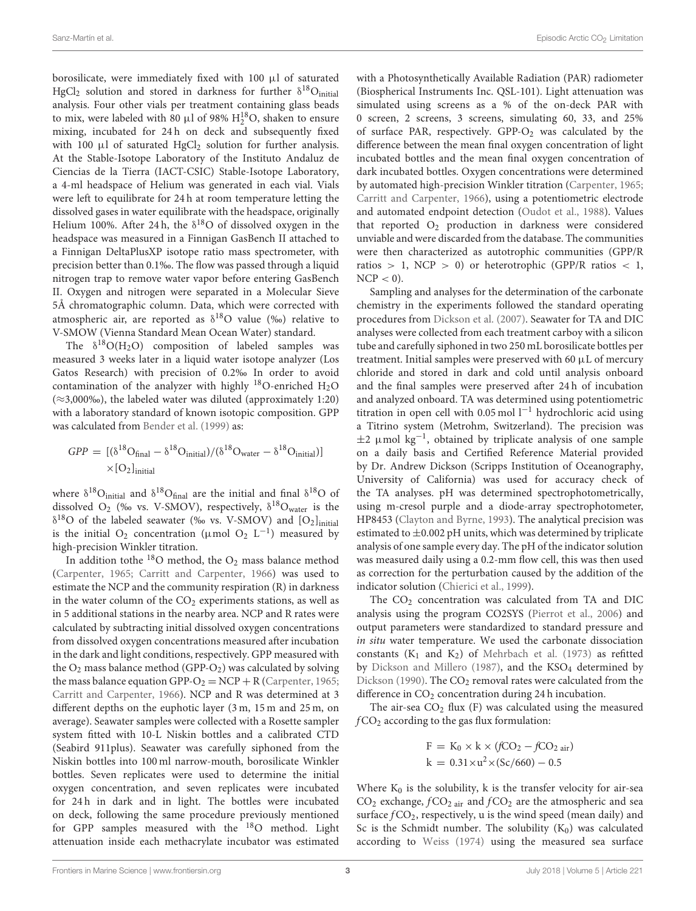borosilicate, were immediately fixed with 100 μl of saturated $HgCl_2$ solution and stored in darkness for further $\delta^{18}O_{initial}$ analysis. Four other vials per treatment containing glass beads to mix, were labeled with 80 μl of 98% $H_2^{18}O$, shaken to ensure mixing, incubated for 24 h on deck and subsequently fixed with 100 μl of saturated $HgCl_2$ solution for further analysis. At the Stable-Isotope Laboratory of the Instituto Andaluz de Ciencias de la Tierra (IACT-CSIC) Stable-Isotope Laboratory, a 4-ml headspace of Helium was generated in each vial. Vials were left to equilibrate for 24 h at room temperature letting the dissolved gases in water equilibrate with the headspace, originally Helium 100%. After 24 h, the $\delta^{18}O$ of dissolved oxygen in the headspace was measured in a Finnigan GasBench II attached to a Finnigan DeltaPlusXP isotope ratio mass spectrometer, with precision better than 0.1‰. The flow was passed through a liquid nitrogen trap to remove water vapor before entering GasBench II. Oxygen and nitrogen were separated in a Molecular Sieve 5Å chromatographic column. Data, which were corrected with atmospheric air, are reported as $\delta^{18}O$ value (‰) relative to V-SMOW (Vienna Standard Mean Ocean Water) standard.

The $\delta^{18}O(H_2O)$ composition of labeled samples was measured 3 weeks later in a liquid water isotope analyzer (Los Gatos Research) with precision of 0.2‰ In order to avoid contamination of the analyzer with highly $^{18}O$-enriched $H_2O$ (≈3,000‰), the labeled water was diluted (approximately 1:20) with a laboratory standard of known isotopic composition. GPP was calculated from Bender et al. (1999) as:

$$GPP = [(\delta^{18}O_{final} - \delta^{18}O_{initial})/(\delta^{18}O_{water} - \delta^{18}O_{initial})] \times [O_2]_{initial}$$

where $\delta^{18}O_{initial}$ and $\delta^{18}O_{final}$ are the initial and final $\delta^{18}O$ of dissolved $O_2$ (‰ vs. V-SMOV), respectively, $\delta^{18}O_{water}$ is the $\delta^{18}O$ of the labeled seawater (‰ vs. V-SMOV) and $[O_2]_{initial}$ is the initial $O_2$ concentration (μmol $O_2$ $L^{-1}$) measured by high-precision Winkler titration.

In addition tothe $^{18}O$ method, the $O_2$ mass balance method (Carpenter, 1965; Carritt and Carpenter, 1966) was used to estimate the NCP and the community respiration (R) in darkness in the water column of the $CO_2$ experiments stations, as well as in 5 additional stations in the nearby area. NCP and R rates were calculated by subtracting initial dissolved oxygen concentrations from dissolved oxygen concentrations measured after incubation in the dark and light conditions, respectively. GPP measured with the $O_2$ mass balance method (GPP-$O_2$) was calculated by solving the mass balance equation GPP-$O_2$ = NCP + R (Carpenter, 1965; Carritt and Carpenter, 1966). NCP and R was determined at 3 different depths on the euphotic layer (3 m, 15 m and 25 m, on average). Seawater samples were collected with a Rosette sampler system fitted with 10-L Niskin bottles and a calibrated CTD (Seabird 911plus). Seawater was carefully siphoned from the Niskin bottles into 100 ml narrow-mouth, borosilicate Winkler bottles. Seven replicates were used to determine the initial oxygen concentration, and seven replicates were incubated for 24 h in dark and in light. The bottles were incubated on deck, following the same procedure previously mentioned for GPP samples measured with the $^{18}O$ method. Light attenuation inside each methacrylate incubator was estimated with a Photosynthetically Available Radiation (PAR) radiometer (Biospherical Instruments Inc. QSL-101). Light attenuation was simulated using screens as a % of the on-deck PAR with 0 screen, 2 screens, 3 screens, simulating 60, 33, and 25% of surface PAR, respectively. GPP-$O_2$ was calculated by the difference between the mean final oxygen concentration of light incubated bottles and the mean final oxygen concentration of dark incubated bottles. Oxygen concentrations were determined by automated high-precision Winkler titration (Carpenter, 1965; Carritt and Carpenter, 1966), using a potentiometric electrode and automated endpoint detection (Oudot et al., 1988). Values that reported $O_2$ production in darkness were considered unviable and were discarded from the database. The communities were then characterized as autotrophic communities (GPP/R ratios > 1, NCP > 0) or heterotrophic (GPP/R ratios < 1, NCP < 0).

Sampling and analyses for the determination of the carbonate chemistry in the experiments followed the standard operating procedures from Dickson et al. (2007). Seawater for TA and DIC analyses were collected from each treatment carboy with a silicon tube and carefully siphoned in two 250 mL borosilicate bottles per treatment. Initial samples were preserved with 60 μL of mercury chloride and stored in dark and cold until analysis onboard and the final samples were preserved after 24 h of incubation and analyzed onboard. TA was determined using potentiometric titration in open cell with 0.05 mol $l^{-1}$ hydrochloric acid using a Titrino system (Metrohm, Switzerland). The precision was ±2 μmol $kg^{-1}$, obtained by triplicate analysis of one sample on a daily basis and Certified Reference Material provided by Dr. Andrew Dickson (Scripps Institution of Oceanography, University of California) was used for accuracy check of the TA analyses. pH was determined spectrophotometrically, using m-cresol purple and a diode-array spectrophotometer, HP8453 (Clayton and Byrne, 1993). The analytical precision was estimated to ±0.002 pH units, which was determined by triplicate analysis of one sample every day. The pH of the indicator solution was measured daily using a 0.2-mm flow cell, this was then used as correction for the perturbation caused by the addition of the indicator solution (Chierici et al., 1999).

The $CO_2$ concentration was calculated from TA and DIC analysis using the program CO2SYS (Pierrot et al., 2006) and output parameters were standardized to standard pressure and *in situ* water temperature. We used the carbonate dissociation constants ($K_1$ and $K_2$) of Mehrbach et al. (1973) as refitted by Dickson and Millero (1987), and the $KSO_4$ determined by Dickson (1990). The $CO_2$ removal rates were calculated from the difference in $CO_2$ concentration during 24 h incubation.

The air-sea $CO_2$ flux (F) was calculated using the measured $fCO_2$ according to the gas flux formulation:

$$F = K_0 \times k \times (fCO_2 - fCO_{2\ air})$$
$$k = 0.31 \times u^2 \times (Sc/660) - 0.5$$

Where $K_0$ is the solubility, k is the transfer velocity for air-sea $CO_2$ exchange, $fCO_{2\ air}$ and $fCO_2$ are the atmospheric and sea surface $fCO_2$, respectively, u is the wind speed (mean daily) and Sc is the Schmidt number. The solubility ($K_0$) was calculated according to Weiss (1974) using the measured sea surface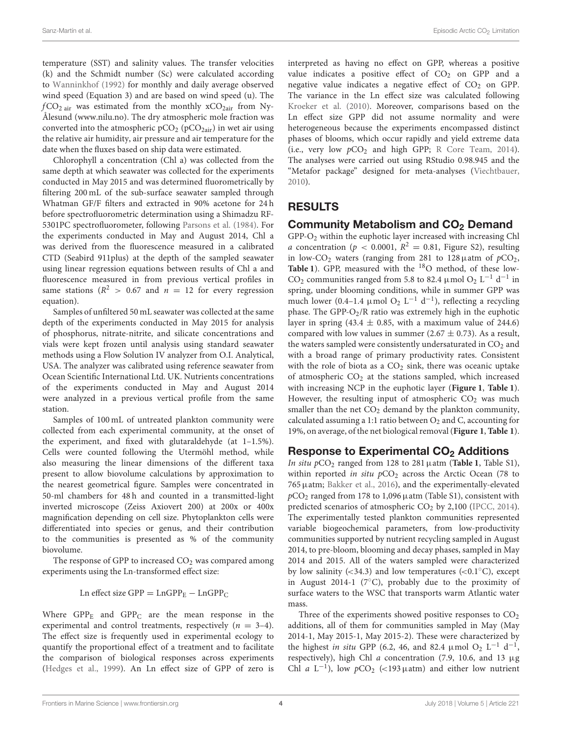temperature (SST) and salinity values. The transfer velocities (k) and the Schmidt number (Sc) were calculated according to Wanninkhof (1992) for monthly and daily average observed wind speed (Equation 3) and are based on wind speed (u). The $fCO_{2\,air}$ was estimated from the monthly $xCO_{2air}$ from Ny-Ålesund (www.nilu.no). The dry atmospheric mole fraction was converted into the atmospheric $pCO_2$ ($pCO_{2air}$) in wet air using the relative air humidity, air pressure and air temperature for the date when the fluxes based on ship data were estimated.

Chlorophyll a concentration (Chl a) was collected from the same depth at which seawater was collected for the experiments conducted in May 2015 and was determined fluorometrically by filtering 200 mL of the sub-surface seawater sampled through Whatman GF/F filters and extracted in 90% acetone for 24 h before spectrofluorometric determination using a Shimadzu RF-5301PC spectrofluorometer, following Parsons et al. (1984). For the experiments conducted in May and August 2014, Chl a was derived from the fluorescence measured in a calibrated CTD (Seabird 911plus) at the depth of the sampled seawater using linear regression equations between results of Chl a and fluorescence measured in previous vertical profiles in same stations ($R^2 > 0.67$ and $n = 12$ for every regression equation).

Samples of unfiltered 50 mL seawater was collected at the same depth of the experiments conducted in May 2015 for analysis of phosphorus, nitrate-nitrite, and silicate concentrations and vials were kept frozen until analysis using standard seawater methods using a Flow Solution IV analyzer from O.I. Analytical, USA. The analyzer was calibrated using reference seawater from Ocean Scientific International Ltd. UK. Nutrients concentrations of the experiments conducted in May and August 2014 were analyzed in a previous vertical profile from the same station.

Samples of 100 mL of untreated plankton community were collected from each experimental community, at the onset of the experiment, and fixed with glutaraldehyde (at 1–1.5%). Cells were counted following the Utermöhl method, while also measuring the linear dimensions of the different taxa present to allow biovolume calculations by approximation to the nearest geometrical figure. Samples were concentrated in 50-ml chambers for 48 h and counted in a transmitted-light inverted microscope (Zeiss Axiovert 200) at 200x or 400x magnification depending on cell size. Phytoplankton cells were differentiated into species or genus, and their contribution to the communities is presented as % of the community biovolume.

The response of GPP to increased $CO_2$ was compared among experiments using the Ln-transformed effect size:

$$\text{Ln effect size GPP} = \text{LnGPP}_E - \text{LnGPP}_C$$

Where $GPP_E$ and $GPP_C$ are the mean response in the experimental and control treatments, respectively ($n = 3$–4). The effect size is frequently used in experimental ecology to quantify the proportional effect of a treatment and to facilitate the comparison of biological responses across experiments (Hedges et al., 1999). An Ln effect size of GPP of zero is interpreted as having no effect on GPP, whereas a positive value indicates a positive effect of $CO_2$ on GPP and a negative value indicates a negative effect of $CO_2$ on GPP. The variance in the Ln effect size was calculated following Kroeker et al. (2010). Moreover, comparisons based on the Ln effect size GPP did not assume normality and were heterogeneous because the experiments encompassed distinct phases of blooms, which occur rapidly and yield extreme data (i.e., very low $pCO_2$ and high GPP; R Core Team, 2014). The analyses were carried out using RStudio 0.98.945 and the "Metafor package" designed for meta-analyses (Viechtbauer, 2010).

## RESULTS

### Community Metabolism and $CO_2$ Demand

$GPP\text{-}O_2$ within the euphotic layer increased with increasing Chl *a* concentration ($p < 0.0001$, $R^2 = 0.81$, Figure S2), resulting in low-$CO_2$ waters (ranging from 281 to 128 μatm of $pCO_2$, **Table 1**). GPP, measured with the $^{18}O$ method, of these low-$CO_2$ communities ranged from 5.8 to 82.4 μmol $O_2$ $L^{-1}$ $d^{-1}$ in spring, under blooming conditions, while in summer GPP was much lower (0.4–1.4 μmol $O_2$ $L^{-1}$ $d^{-1}$), reflecting a recycling phase. The $GPP\text{-}O_2/R$ ratio was extremely high in the euphotic layer in spring (43.4 ± 0.85, with a maximum value of 244.6) compared with low values in summer (2.67 ± 0.73). As a result, the waters sampled were consistently undersaturated in $CO_2$ and with a broad range of primary productivity rates. Consistent with the role of biota as a $CO_2$ sink, there was oceanic uptake of atmospheric $CO_2$ at the stations sampled, which increased with increasing NCP in the euphotic layer (**Figure 1**, **Table 1**). However, the resulting input of atmospheric $CO_2$ was much smaller than the net $CO_2$ demand by the plankton community, calculated assuming a 1:1 ratio between $O_2$ and C, accounting for 19%, on average, of the net biological removal (**Figure 1**, **Table 1**).

### Response to Experimental $CO_2$ Additions

*In situ* $pCO_2$ ranged from 128 to 281 μatm (**Table 1**, Table S1), within reported *in situ* $pCO_2$ across the Arctic Ocean (78 to 765 μatm; Bakker et al., 2016), and the experimentally-elevated $pCO_2$ ranged from 178 to 1,096 μatm (Table S1), consistent with predicted scenarios of atmospheric $CO_2$ by 2,100 (IPCC, 2014). The experimentally tested plankton communities represented variable biogeochemical parameters, from low-productivity communities supported by nutrient recycling sampled in August 2014, to pre-bloom, blooming and decay phases, sampled in May 2014 and 2015. All of the waters sampled were characterized by low salinity (<34.3) and low temperatures (<0.1°C), except in August 2014-1 (7°C), probably due to the proximity of surface waters to the WSC that transports warm Atlantic water mass.

Three of the experiments showed positive responses to $CO_2$ additions, all of them for communities sampled in May (May 2014-1, May 2015-1, May 2015-2). These were characterized by the highest *in situ* GPP (6.2, 46, and 82.4 μmol $O_2$ $L^{-1}$ $d^{-1}$, respectively), high Chl *a* concentration (7.9, 10.6, and 13 μg Chl *a* $L^{-1}$), low $pCO_2$ (<193 μatm) and either low nutrient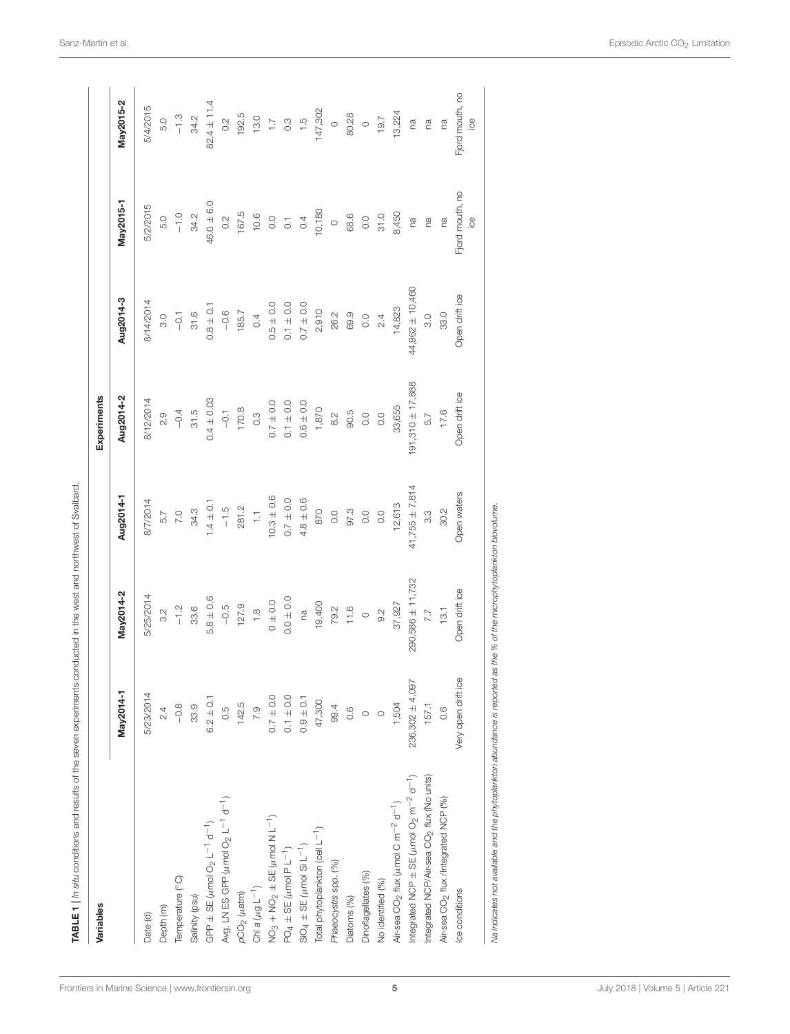**TABLE 1** | *In situ* conditions and results of the seven experiments conducted in the west and northwest of Svalbard.

| Variables | Experiments | | | | | | |
|---|---|---|---|---|---|---|---|
| | **May2014-1** | **May2014-2** | **Aug2014-1** | **Aug2014-2** | **Aug2014-3** | **May2015-1** | **May2015-2** |
| Date (d) | 5/23/2014 | 5/25/2014 | 8/7/2014 | 8/12/2014 | 8/14/2014 | 5/2/2015 | 5/4/2015 |
| Depth (m) | 2.4 | 3.2 | 5.7 | 2.9 | 3.0 | 5.0 | 5.0 |
| Temperature (°C) | −0.8 | −1.2 | 7.0 | −0.4 | −0.1 | −1.0 | −1.3 |
| Salinity (psu) | 33.9 | 33.6 | 34.3 | 31.5 | 31.6 | 34.2 | 34.2 |
| GPP ± SE ($\mu$mol $O_2$ $L^{-1}$ $d^{-1}$) | 6.2 ± 0.1 | 5.8 ± 0.6 | 1.4 ± 0.1 | 0.4 ± 0.03 | 0.8 ± 0.1 | 46.0 ± 6.0 | 82.4 ± 11.4 |
| Avg. LN ES GPP ($\mu$mol $O_2$ $L^{-1}$ $d^{-1}$) | 0.5 | −0.5 | −1.5 | −0.1 | −0.6 | 0.2 | 0.2 |
| $pCO_2$ ($\mu$atm) | 142.5 | 127.9 | 281.2 | 170.8 | 185.7 | 167.5 | 192.5 |
| Chl *a* ($\mu$g $L^{-1}$) | 7.9 | 1.8 | 1.1 | 0.3 | 0.4 | 10.6 | 13.0 |
| $NO_3 + NO_2$ ± SE ($\mu$mol N $L^{-1}$) | 0.7 ± 0.0 | 0 ± 0.0 | 10.3 ± 0.6 | 0.7 ± 0.0 | 0.5 ± 0.0 | 0.0 | 1.7 |
| $PO_4$ ± SE ($\mu$mol P $L^{-1}$) | 0.1 ± 0.0 | 0.0 ± 0.0 | 0.7 ± 0.0 | 0.1 ± 0.0 | 0.1 ± 0.0 | 0.1 | 0.3 |
| $SiO_4$ ± SE ($\mu$mol Si $L^{-1}$) | 0.9 ± 0.1 | na | 4.8 ± 0.6 | 0.6 ± 0.0 | 0.7 ± 0.0 | 0.4 | 1.5 |
| Total phytoplankton (cell $L^{-1}$) | 47,300 | 19,400 | 870 | 1,870 | 2,910 | 10,180 | 147,302 |
| *Phaeocystis* spp. (%) | 99.4 | 79.2 | 0.0 | 8.2 | 26.2 | 0 | 0 |
| Diatoms (%) | 0.6 | 11.6 | 97.3 | 90.5 | 69.9 | 68.6 | 80.28 |
| Dinoflagellates (%) | 0 | 0 | 0.0 | 0.0 | 0.0 | 0.0 | 0 |
| No identified (%) | 0 | 9.2 | 0.0 | 0.0 | 2.4 | 31.0 | 19.7 |
| Air-sea $CO_2$ flux ($\mu$mol C $m^{-2}$ $d^{-1}$) | 1,504 | 37,927 | 12,613 | 33,655 | 14,823 | 8,450 | 13,224 |
| Integrated NCP ± SE ($\mu$mol $O_2$ $m^{-2}$ $d^{-1}$) | 236,302 ± 4,097 | 290,586 ± 11,732 | 41,755 ± 7,814 | 191,310 ± 17,888 | 44,962 ± 10,460 | na | na |
| Integrated NCP/Air-sea $CO_2$ flux (No units) | 157.1 | 7.7 | 3.3 | 5.7 | 3.0 | na | na |
| Air-sea $CO_2$ flux /Integrated NCP (%) | 0.6 | 13.1 | 30.2 | 17.6 | 33.0 | na | na |
| Ice conditions | Very open drift ice | Open drift ice | Open waters | Open drift ice | Open drift ice | Fjord mouth, no ice | Fjord mouth, no ice |

*Na indicates not available and the phytoplankton abundance is reported as the % of the microphytoplankton biovolume.*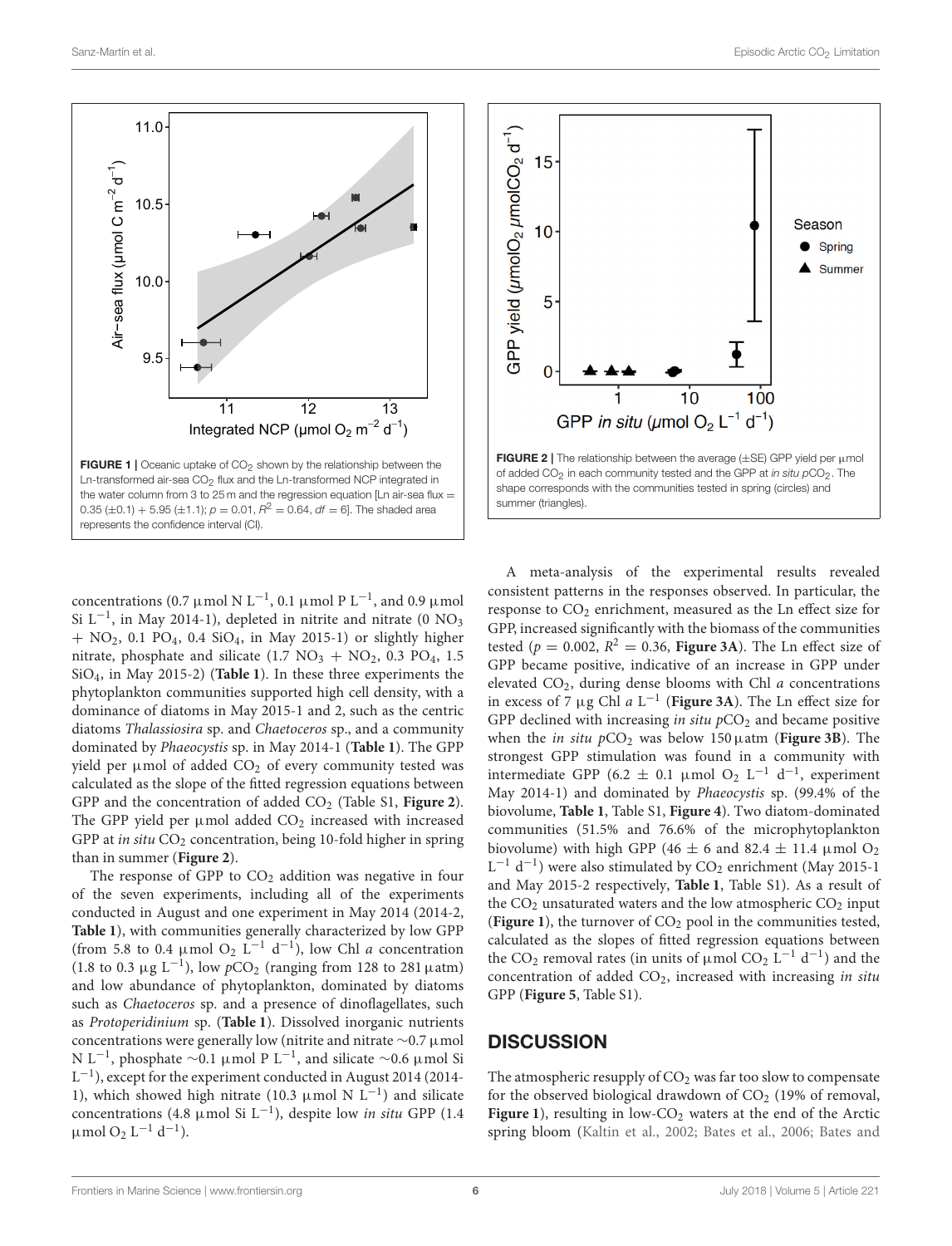FIGURE 1 | Oceanic uptake of $CO_2$ shown by the relationship between the Ln-transformed air-sea $CO_2$ flux and the Ln-transformed NCP integrated in the water column from 3 to 25 m and the regression equation [Ln air-sea flux = 0.35 (±0.1) + 5.95 (±1.1); $p = 0.01$, $R^2 = 0.64$, $df = 6$]. The shaded area represents the confidence interval (CI).

FIGURE 2 | The relationship between the average (±SE) GPP yield per μmol of added $CO_2$ in each community tested and the GPP at *in situ* $pCO_2$. The shape corresponds with the communities tested in spring (circles) and summer (triangles).

concentrations (0.7 μmol N $L^{-1}$, 0.1 μmol P $L^{-1}$, and 0.9 μmol Si $L^{-1}$, in May 2014-1), depleted in nitrite and nitrate (0 $NO_3$ + $NO_2$, 0.1 $PO_4$, 0.4 $SiO_4$, in May 2015-1) or slightly higher nitrate, phosphate and silicate (1.7 $NO_3$ + $NO_2$, 0.3 $PO_4$, 1.5 $SiO_4$, in May 2015-2) (**Table 1**). In these three experiments the phytoplankton communities supported high cell density, with a dominance of diatoms in May 2015-1 and 2, such as the centric diatoms *Thalassiosira* sp. and *Chaetoceros* sp., and a community dominated by *Phaeocystis* sp. in May 2014-1 (**Table 1**). The GPP yield per μmol of added $CO_2$ of every community tested was calculated as the slope of the fitted regression equations between GPP and the concentration of added $CO_2$ (Table S1, **Figure 2**). The GPP yield per μmol added $CO_2$ increased with increased GPP at *in situ* $CO_2$ concentration, being 10-fold higher in spring than in summer (**Figure 2**).

The response of GPP to $CO_2$ addition was negative in four of the seven experiments, including all of the experiments conducted in August and one experiment in May 2014 (2014-2, **Table 1**), with communities generally characterized by low GPP (from 5.8 to 0.4 μmol $O_2$ $L^{-1}$ $d^{-1}$), low Chl *a* concentration (1.8 to 0.3 μg $L^{-1}$), low $pCO_2$ (ranging from 128 to 281 μatm) and low abundance of phytoplankton, dominated by diatoms such as *Chaetoceros* sp. and a presence of dinoflagellates, such as *Protoperidinium* sp. (**Table 1**). Dissolved inorganic nutrients concentrations were generally low (nitrite and nitrate ~0.7 μmol N $L^{-1}$, phosphate ~0.1 μmol P $L^{-1}$, and silicate ~0.6 μmol Si $L^{-1}$), except for the experiment conducted in August 2014 (2014-1), which showed high nitrate (10.3 μmol N $L^{-1}$) and silicate concentrations (4.8 μmol Si $L^{-1}$), despite low *in situ* GPP (1.4 μmol $O_2$ $L^{-1}$ $d^{-1}$).

A meta-analysis of the experimental results revealed consistent patterns in the responses observed. In particular, the response to $CO_2$ enrichment, measured as the Ln effect size for GPP, increased significantly with the biomass of the communities tested ($p = 0.002$, $R^2 = 0.36$, **Figure 3A**). The Ln effect size of GPP became positive, indicative of an increase in GPP under elevated $CO_2$, during dense blooms with Chl *a* concentrations in excess of 7 μg Chl *a* $L^{-1}$ (**Figure 3A**). The Ln effect size for GPP declined with increasing *in situ* $pCO_2$ and became positive when the *in situ* $pCO_2$ was below 150 μatm (**Figure 3B**). The strongest GPP stimulation was found in a community with intermediate GPP (6.2 ± 0.1 μmol $O_2$ $L^{-1}$ $d^{-1}$, experiment May 2014-1) and dominated by *Phaeocystis* sp. (99.4% of the biovolume, **Table 1**, Table S1, **Figure 4**). Two diatom-dominated communities (51.5% and 76.6% of the microphytoplankton biovolume) with high GPP (46 ± 6 and 82.4 ± 11.4 μmol $O_2$ $L^{-1}$ $d^{-1}$) were also stimulated by $CO_2$ enrichment (May 2015-1 and May 2015-2 respectively, **Table 1**, Table S1). As a result of the $CO_2$ unsaturated waters and the low atmospheric $CO_2$ input (**Figure 1**), the turnover of $CO_2$ pool in the communities tested, calculated as the slopes of fitted regression equations between the $CO_2$ removal rates (in units of μmol $CO_2$ $L^{-1}$ $d^{-1}$) and the concentration of added $CO_2$, increased with increasing *in situ* GPP (**Figure 5**, Table S1).

## DISCUSSION

The atmospheric resupply of $CO_2$ was far too slow to compensate for the observed biological drawdown of $CO_2$ (19% of removal, **Figure 1**), resulting in low-$CO_2$ waters at the end of the Arctic spring bloom (Kaltin et al., 2002; Bates et al., 2006; Bates and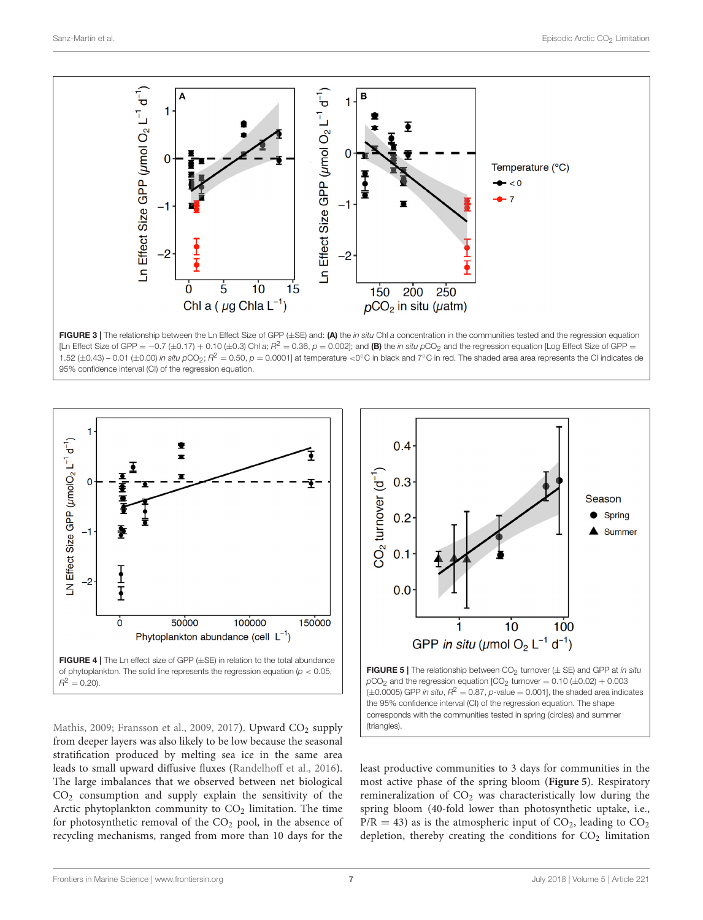**FIGURE 3 |** The relationship between the Ln Effect Size of GPP (±SE) and: **(A)** the *in situ* Chl *a* concentration in the communities tested and the regression equation [Ln Effect Size of GPP = −0.7 (±0.17) + 0.10 (±0.3) Chl *a*; $R^2$ = 0.36, $p$ = 0.002]; and **(B)** the *in situ* $pCO_2$ and the regression equation [Log Effect Size of GPP = 1.52 (±0.43) – 0.01 (±0.00) *in situ* $pCO_2$; $R^2$ = 0.50, $p$ = 0.0001] at temperature <0°C in black and 7°C in red. The shaded area area represents the CI indicates de 95% confidence interval (CI) of the regression equation.

**FIGURE 4 |** The Ln effect size of GPP (±SE) in relation to the total abundance of phytoplankton. The solid line represents the regression equation ($p$ < 0.05, $R^2$ = 0.20).

**FIGURE 5 |** The relationship between $CO_2$ turnover (± SE) and GPP at *in situ* $pCO_2$ and the regression equation [$CO_2$ turnover = 0.10 (±0.02) + 0.003 (±0.0005) GPP *in situ*, $R^2$ = 0.87, *p*-value = 0.001], the shaded area indicates the 95% confidence interval (CI) of the regression equation. The shape corresponds with the communities tested in spring (circles) and summer (triangles).

Mathis, 2009; Fransson et al., 2009, 2017). Upward $CO_2$ supply from deeper layers was also likely to be low because the seasonal stratification produced by melting sea ice in the same area leads to small upward diffusive fluxes (Randelhoff et al., 2016). The large imbalances that we observed between net biological $CO_2$ consumption and supply explain the sensitivity of the Arctic phytoplankton community to $CO_2$ limitation. The time for photosynthetic removal of the $CO_2$ pool, in the absence of recycling mechanisms, ranged from more than 10 days for the least productive communities to 3 days for communities in the most active phase of the spring bloom (**Figure 5**). Respiratory remineralization of $CO_2$ was characteristically low during the spring bloom (40-fold lower than photosynthetic uptake, i.e., P/R = 43) as is the atmospheric input of $CO_2$, leading to $CO_2$ depletion, thereby creating the conditions for $CO_2$ limitation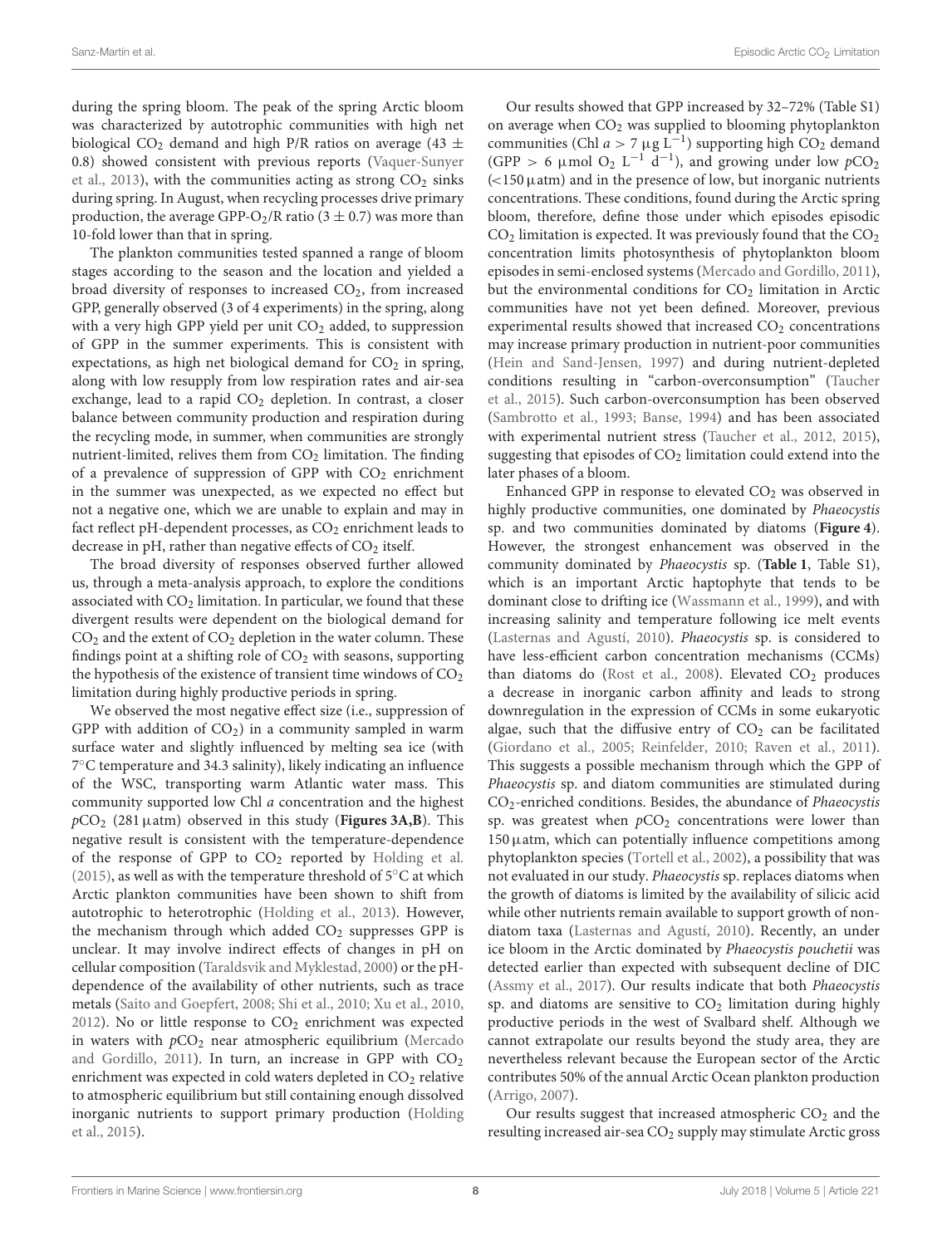during the spring bloom. The peak of the spring Arctic bloom was characterized by autotrophic communities with high net biological $CO_2$ demand and high P/R ratios on average (43 ± 0.8) showed consistent with previous reports (Vaquer-Sunyer et al., 2013), with the communities acting as strong $CO_2$ sinks during spring. In August, when recycling processes drive primary production, the average GPP-$O_2$/R ratio (3 ± 0.7) was more than 10-fold lower than that in spring.

The plankton communities tested spanned a range of bloom stages according to the season and the location and yielded a broad diversity of responses to increased $CO_2$, from increased GPP, generally observed (3 of 4 experiments) in the spring, along with a very high GPP yield per unit $CO_2$ added, to suppression of GPP in the summer experiments. This is consistent with expectations, as high net biological demand for $CO_2$ in spring, along with low resupply from low respiration rates and air-sea exchange, lead to a rapid $CO_2$ depletion. In contrast, a closer balance between community production and respiration during the recycling mode, in summer, when communities are strongly nutrient-limited, relives them from $CO_2$ limitation. The finding of a prevalence of suppression of GPP with $CO_2$ enrichment in the summer was unexpected, as we expected no effect but not a negative one, which we are unable to explain and may in fact reflect pH-dependent processes, as $CO_2$ enrichment leads to decrease in pH, rather than negative effects of $CO_2$ itself.

The broad diversity of responses observed further allowed us, through a meta-analysis approach, to explore the conditions associated with $CO_2$ limitation. In particular, we found that these divergent results were dependent on the biological demand for $CO_2$ and the extent of $CO_2$ depletion in the water column. These findings point at a shifting role of $CO_2$ with seasons, supporting the hypothesis of the existence of transient time windows of $CO_2$ limitation during highly productive periods in spring.

We observed the most negative effect size (i.e., suppression of GPP with addition of $CO_2$) in a community sampled in warm surface water and slightly influenced by melting sea ice (with 7°C temperature and 34.3 salinity), likely indicating an influence of the WSC, transporting warm Atlantic water mass. This community supported low Chl *a* concentration and the highest $pCO_2$ (281 µatm) observed in this study (**Figures 3A,B**). This negative result is consistent with the temperature-dependence of the response of GPP to $CO_2$ reported by Holding et al. (2015), as well as with the temperature threshold of 5°C at which Arctic plankton communities have been shown to shift from autotrophic to heterotrophic (Holding et al., 2013). However, the mechanism through which added $CO_2$ suppresses GPP is unclear. It may involve indirect effects of changes in pH on cellular composition (Taraldsvik and Myklestad, 2000) or the pH-dependence of the availability of other nutrients, such as trace metals (Saito and Goepfert, 2008; Shi et al., 2010; Xu et al., 2010, 2012). No or little response to $CO_2$ enrichment was expected in waters with $pCO_2$ near atmospheric equilibrium (Mercado and Gordillo, 2011). In turn, an increase in GPP with $CO_2$ enrichment was expected in cold waters depleted in $CO_2$ relative to atmospheric equilibrium but still containing enough dissolved inorganic nutrients to support primary production (Holding et al., 2015).

Our results showed that GPP increased by 32–72% (Table S1) on average when $CO_2$ was supplied to blooming phytoplankton communities (Chl $a > 7$ µg $L^{-1}$) supporting high $CO_2$ demand (GPP > 6 µmol $O_2$ $L^{-1}$ $d^{-1}$), and growing under low $pCO_2$ (<150 µatm) and in the presence of low, but inorganic nutrients concentrations. These conditions, found during the Arctic spring bloom, therefore, define those under which episodes episodic $CO_2$ limitation is expected. It was previously found that the $CO_2$ concentration limits photosynthesis of phytoplankton bloom episodes in semi-enclosed systems (Mercado and Gordillo, 2011), but the environmental conditions for $CO_2$ limitation in Arctic communities have not yet been defined. Moreover, previous experimental results showed that increased $CO_2$ concentrations may increase primary production in nutrient-poor communities (Hein and Sand-Jensen, 1997) and during nutrient-depleted conditions resulting in "carbon-overconsumption" (Taucher et al., 2015). Such carbon-overconsumption has been observed (Sambrotto et al., 1993; Banse, 1994) and has been associated with experimental nutrient stress (Taucher et al., 2012, 2015), suggesting that episodes of $CO_2$ limitation could extend into the later phases of a bloom.

Enhanced GPP in response to elevated $CO_2$ was observed in highly productive communities, one dominated by *Phaeocystis* sp. and two communities dominated by diatoms (**Figure 4**). However, the strongest enhancement was observed in the community dominated by *Phaeocystis* sp. (**Table 1**, Table S1), which is an important Arctic haptophyte that tends to be dominant close to drifting ice (Wassmann et al., 1999), and with increasing salinity and temperature following ice melt events (Lasternas and Agustí, 2010). *Phaeocystis* sp. is considered to have less-efficient carbon concentration mechanisms (CCMs) than diatoms do (Rost et al., 2008). Elevated $CO_2$ produces a decrease in inorganic carbon affinity and leads to strong downregulation in the expression of CCMs in some eukaryotic algae, such that the diffusive entry of $CO_2$ can be facilitated (Giordano et al., 2005; Reinfelder, 2010; Raven et al., 2011). This suggests a possible mechanism through which the GPP of *Phaeocystis* sp. and diatom communities are stimulated during $CO_2$-enriched conditions. Besides, the abundance of *Phaeocystis* sp. was greatest when $pCO_2$ concentrations were lower than 150 µatm, which can potentially influence competitions among phytoplankton species (Tortell et al., 2002), a possibility that was not evaluated in our study. *Phaeocystis* sp. replaces diatoms when the growth of diatoms is limited by the availability of silicic acid while other nutrients remain available to support growth of non-diatom taxa (Lasternas and Agustí, 2010). Recently, an under ice bloom in the Arctic dominated by *Phaeocystis pouchetii* was detected earlier than expected with subsequent decline of DIC (Assmy et al., 2017). Our results indicate that both *Phaeocystis* sp. and diatoms are sensitive to $CO_2$ limitation during highly productive periods in the west of Svalbard shelf. Although we cannot extrapolate our results beyond the study area, they are nevertheless relevant because the European sector of the Arctic contributes 50% of the annual Arctic Ocean plankton production (Arrigo, 2007).

Our results suggest that increased atmospheric $CO_2$ and the resulting increased air-sea $CO_2$ supply may stimulate Arctic gross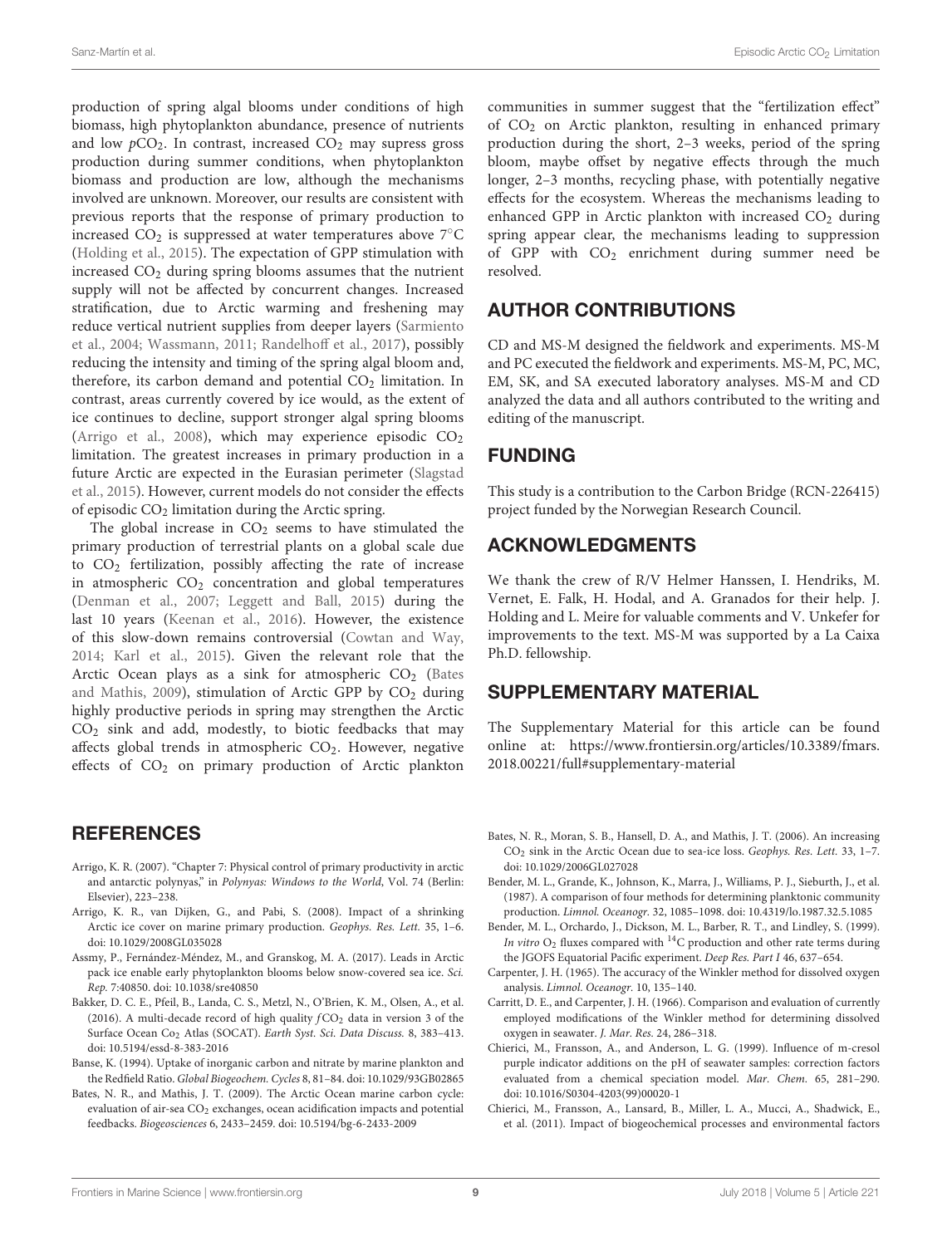production of spring algal blooms under conditions of high biomass, high phytoplankton abundance, presence of nutrients and low $pCO_2$. In contrast, increased $CO_2$ may supress gross production during summer conditions, when phytoplankton biomass and production are low, although the mechanisms involved are unknown. Moreover, our results are consistent with previous reports that the response of primary production to increased $CO_2$ is suppressed at water temperatures above 7°C (Holding et al., 2015). The expectation of GPP stimulation with increased $CO_2$ during spring blooms assumes that the nutrient supply will not be affected by concurrent changes. Increased stratification, due to Arctic warming and freshening may reduce vertical nutrient supplies from deeper layers (Sarmiento et al., 2004; Wassmann, 2011; Randelhoff et al., 2017), possibly reducing the intensity and timing of the spring algal bloom and, therefore, its carbon demand and potential $CO_2$ limitation. In contrast, areas currently covered by ice would, as the extent of ice continues to decline, support stronger algal spring blooms (Arrigo et al., 2008), which may experience episodic $CO_2$ limitation. The greatest increases in primary production in a future Arctic are expected in the Eurasian perimeter (Slagstad et al., 2015). However, current models do not consider the effects of episodic $CO_2$ limitation during the Arctic spring.

The global increase in $CO_2$ seems to have stimulated the primary production of terrestrial plants on a global scale due to $CO_2$ fertilization, possibly affecting the rate of increase in atmospheric $CO_2$ concentration and global temperatures (Denman et al., 2007; Leggett and Ball, 2015) during the last 10 years (Keenan et al., 2016). However, the existence of this slow-down remains controversial (Cowtan and Way, 2014; Karl et al., 2015). Given the relevant role that the Arctic Ocean plays as a sink for atmospheric $CO_2$ (Bates and Mathis, 2009), stimulation of Arctic GPP by $CO_2$ during highly productive periods in spring may strengthen the Arctic $CO_2$ sink and add, modestly, to biotic feedbacks that may affects global trends in atmospheric $CO_2$. However, negative effects of $CO_2$ on primary production of Arctic plankton communities in summer suggest that the "fertilization effect" of $CO_2$ on Arctic plankton, resulting in enhanced primary production during the short, 2–3 weeks, period of the spring bloom, maybe offset by negative effects through the much longer, 2–3 months, recycling phase, with potentially negative effects for the ecosystem. Whereas the mechanisms leading to enhanced GPP in Arctic plankton with increased $CO_2$ during spring appear clear, the mechanisms leading to suppression of GPP with $CO_2$ enrichment during summer need be resolved.

## AUTHOR CONTRIBUTIONS

CD and MS-M designed the fieldwork and experiments. MS-M and PC executed the fieldwork and experiments. MS-M, PC, MC, EM, SK, and SA executed laboratory analyses. MS-M and CD analyzed the data and all authors contributed to the writing and editing of the manuscript.

## FUNDING

This study is a contribution to the Carbon Bridge (RCN-226415) project funded by the Norwegian Research Council.

## ACKNOWLEDGMENTS

We thank the crew of R/V Helmer Hanssen, I. Hendriks, M. Vernet, E. Falk, H. Hodal, and A. Granados for their help. J. Holding and L. Meire for valuable comments and V. Unkefer for improvements to the text. MS-M was supported by a La Caixa Ph.D. fellowship.

## SUPPLEMENTARY MATERIAL

The Supplementary Material for this article can be found online at: https://www.frontiersin.org/articles/10.3389/fmars.2018.00221/full#supplementary-material

## REFERENCES

Arrigo, K. R. (2007). "Chapter 7: Physical control of primary productivity in arctic and antarctic polynyas," in *Polynyas: Windows to the World*, Vol. 74 (Berlin: Elsevier), 223–238.

Arrigo, K. R., van Dijken, G., and Pabi, S. (2008). Impact of a shrinking Arctic ice cover on marine primary production. *Geophys. Res. Lett.* 35, 1–6. doi: 10.1029/2008GL035028

Assmy, P., Fernández-Méndez, M., and Granskog, M. A. (2017). Leads in Arctic pack ice enable early phytoplankton blooms below snow-covered sea ice. *Sci. Rep.* 7:40850. doi: 10.1038/sre40850

Bakker, D. C. E., Pfeil, B., Landa, C. S., Metzl, N., O'Brien, K. M., Olsen, A., et al. (2016). A multi-decade record of high quality $fCO_2$ data in version 3 of the Surface Ocean $CO_2$ Atlas (SOCAT). *Earth Syst. Sci. Data Discuss.* 8, 383–413. doi: 10.5194/essd-8-383-2016

Banse, K. (1994). Uptake of inorganic carbon and nitrate by marine plankton and the Redfield Ratio. *Global Biogeochem. Cycles* 8, 81–84. doi: 10.1029/93GB02865

Bates, N. R., and Mathis, J. T. (2009). The Arctic Ocean marine carbon cycle: evaluation of air-sea $CO_2$ exchanges, ocean acidification impacts and potential feedbacks. *Biogeosciences* 6, 2433–2459. doi: 10.5194/bg-6-2433-2009

Bates, N. R., Moran, S. B., Hansell, D. A., and Mathis, J. T. (2006). An increasing $CO_2$ sink in the Arctic Ocean due to sea-ice loss. *Geophys. Res. Lett.* 33, 1–7. doi: 10.1029/2006GL027028

Bender, M. L., Grande, K., Johnson, K., Marra, J., Williams, P. J., Sieburth, J., et al. (1987). A comparison of four methods for determining planktonic community production. *Limnol. Oceanogr.* 32, 1085–1098. doi: 10.4319/lo.1987.32.5.1085

Bender, M. L., Orchardo, J., Dickson, M. L., Barber, R. T., and Lindley, S. (1999). *In vitro* $O_2$ fluxes compared with $^{14}C$ production and other rate terms during the JGOFS Equatorial Pacific experiment. *Deep Res. Part I* 46, 637–654.

Carpenter, J. H. (1965). The accuracy of the Winkler method for dissolved oxygen analysis. *Limnol. Oceanogr.* 10, 135–140.

Carritt, D. E., and Carpenter, J. H. (1966). Comparison and evaluation of currently employed modifications of the Winkler method for determining dissolved oxygen in seawater. *J. Mar. Res.* 24, 286–318.

Chierici, M., Fransson, A., and Anderson, L. G. (1999). Influence of m-cresol purple indicator additions on the pH of seawater samples: correction factors evaluated from a chemical speciation model. *Mar. Chem.* 65, 281–290. doi: 10.1016/S0304-4203(99)00020-1

Chierici, M., Fransson, A., Lansard, B., Miller, L. A., Mucci, A., Shadwick, E., et al. (2011). Impact of biogeochemical processes and environmental factors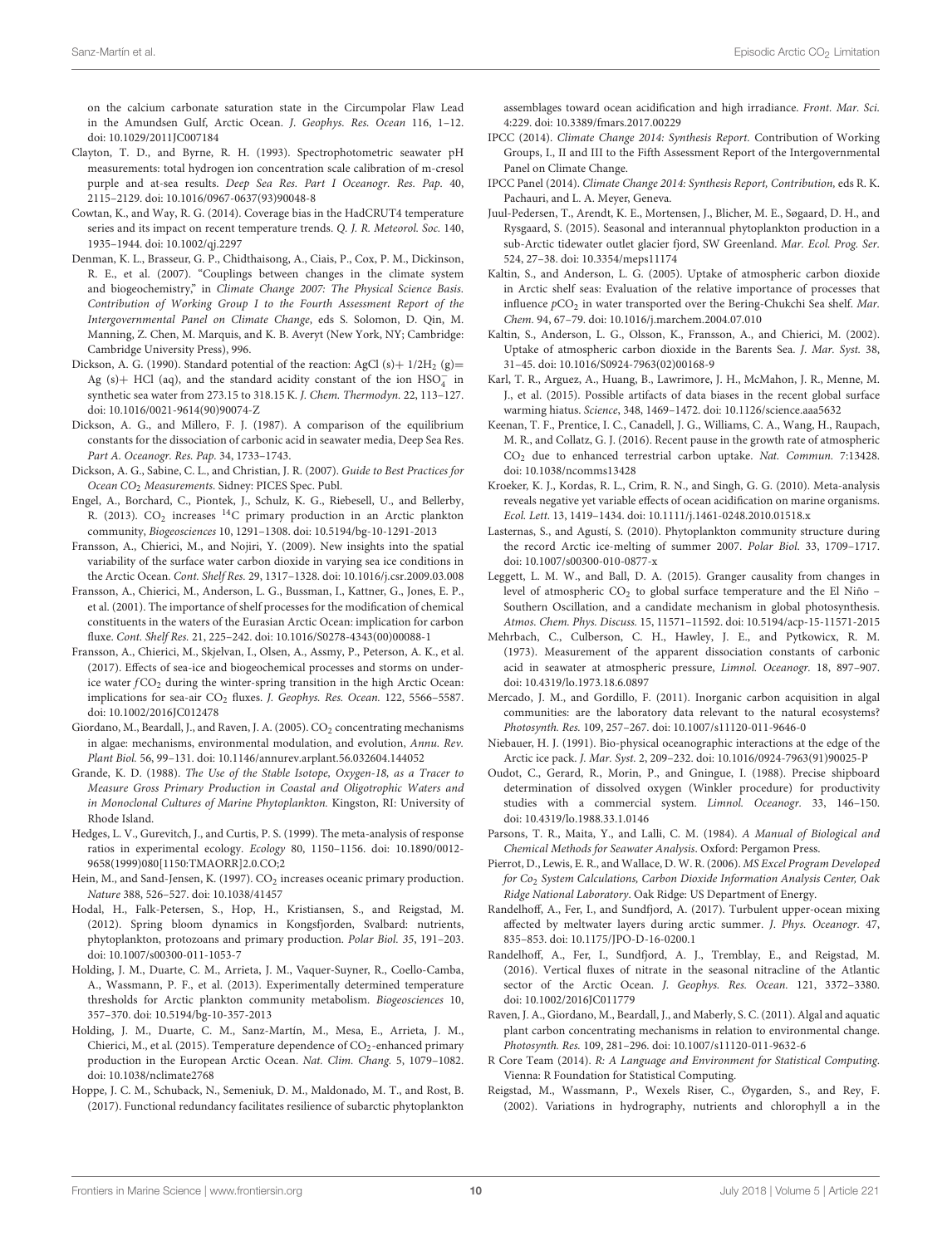on the calcium carbonate saturation state in the Circumpolar Flaw Lead in the Amundsen Gulf, Arctic Ocean. *J. Geophys. Res. Ocean* 116, 1–12. doi: 10.1029/2011JC007184

Clayton, T. D., and Byrne, R. H. (1993). Spectrophotometric seawater pH measurements: total hydrogen ion concentration scale calibration of m-cresol purple and at-sea results. *Deep Sea Res. Part I Oceanogr. Res. Pap.* 40, 2115–2129. doi: 10.1016/0967-0637(93)90048-8

Cowtan, K., and Way, R. G. (2014). Coverage bias in the HadCRUT4 temperature series and its impact on recent temperature trends. *Q. J. R. Meteorol. Soc.* 140, 1935–1944. doi: 10.1002/qj.2297

Denman, K. L., Brasseur, G. P., Chidthaisong, A., Ciais, P., Cox, P. M., Dickinson, R. E., et al. (2007). "Couplings between changes in the climate system and biogeochemistry," in *Climate Change 2007: The Physical Science Basis. Contribution of Working Group I to the Fourth Assessment Report of the Intergovernmental Panel on Climate Change*, eds S. Solomon, D. Qin, M. Manning, Z. Chen, M. Marquis, and K. B. Averyt (New York, NY; Cambridge: Cambridge University Press), 996.

Dickson, A. G. (1990). Standard potential of the reaction: AgCl (s)+ $1/2H_2$ (g)= Ag (s)+ HCl (aq), and the standard acidity constant of the ion $HSO_4^-$ in synthetic sea water from 273.15 to 318.15 K. *J. Chem. Thermodyn.* 22, 113–127. doi: 10.1016/0021-9614(90)90074-Z

Dickson, A. G., and Millero, F. J. (1987). A comparison of the equilibrium constants for the dissociation of carbonic acid in seawater media, Deep Sea Res. *Part A. Oceanogr. Res. Pap.* 34, 1733–1743.

Dickson, A. G., Sabine, C. L., and Christian, J. R. (2007). *Guide to Best Practices for Ocean $CO_2$ Measurements.* Sidney: PICES Spec. Publ.

Engel, A., Borchard, C., Piontek, J., Schulz, K. G., Riebesell, U., and Bellerby, R. (2013). $CO_2$ increases $^{14}C$ primary production in an Arctic plankton community, *Biogeosciences* 10, 1291–1308. doi: 10.5194/bg-10-1291-2013

Fransson, A., Chierici, M., and Nojiri, Y. (2009). New insights into the spatial variability of the surface water carbon dioxide in varying sea ice conditions in the Arctic Ocean. *Cont. Shelf Res.* 29, 1317–1328. doi: 10.1016/j.csr.2009.03.008

Fransson, A., Chierici, M., Anderson, L. G., Bussman, I., Kattner, G., Jones, E. P., et al. (2001). The importance of shelf processes for the modification of chemical constituents in the waters of the Eurasian Arctic Ocean: implication for carbon fluxe. *Cont. Shelf Res.* 21, 225–242. doi: 10.1016/S0278-4343(00)00088-1

Fransson, A., Chierici, M., Skjelvan, I., Olsen, A., Assmy, P., Peterson, A. K., et al. (2017). Effects of sea-ice and biogeochemical processes and storms on under-ice water $fCO_2$ during the winter-spring transition in the high Arctic Ocean: implications for sea-air $CO_2$ fluxes. *J. Geophys. Res. Ocean.* 122, 5566–5587. doi: 10.1002/2016JC012478

Giordano, M., Beardall, J., and Raven, J. A. (2005). $CO_2$ concentrating mechanisms in algae: mechanisms, environmental modulation, and evolution, *Annu. Rev. Plant Biol.* 56, 99–131. doi: 10.1146/annurev.arplant.56.032604.144052

Grande, K. D. (1988). *The Use of the Stable Isotope, Oxygen-18, as a Tracer to Measure Gross Primary Production in Coastal and Oligotrophic Waters and in Monoclonal Cultures of Marine Phytoplankton.* Kingston, RI: University of Rhode Island.

Hedges, L. V., Gurevitch, J., and Curtis, P. S. (1999). The meta-analysis of response ratios in experimental ecology. *Ecology* 80, 1150–1156. doi: 10.1890/0012-9658(1999)080[1150:TMAORR]2.0.CO;2

Hein, M., and Sand-Jensen, K. (1997). $CO_2$ increases oceanic primary production. *Nature* 388, 526–527. doi: 10.1038/41457

Hodal, H., Falk-Petersen, S., Hop, H., Kristiansen, S., and Reigstad, M. (2012). Spring bloom dynamics in Kongsfjorden, Svalbard: nutrients, phytoplankton, protozoans and primary production. *Polar Biol. 35*, 191–203. doi: 10.1007/s00300-011-1053-7

Holding, J. M., Duarte, C. M., Arrieta, J. M., Vaquer-Suyner, R., Coello-Camba, A., Wassmann, P. F., et al. (2013). Experimentally determined temperature thresholds for Arctic plankton community metabolism. *Biogeosciences* 10, 357–370. doi: 10.5194/bg-10-357-2013

Holding, J. M., Duarte, C. M., Sanz-Martín, M., Mesa, E., Arrieta, J. M., Chierici, M., et al. (2015). Temperature dependence of $CO_2$-enhanced primary production in the European Arctic Ocean. *Nat. Clim. Chang.* 5, 1079–1082. doi: 10.1038/nclimate2768

Hoppe, J. C. M., Schuback, N., Semeniuk, D. M., Maldonado, M. T., and Rost, B. (2017). Functional redundancy facilitates resilience of subarctic phytoplankton assemblages toward ocean acidification and high irradiance. *Front. Mar. Sci.* 4:229. doi: 10.3389/fmars.2017.00229

IPCC (2014). *Climate Change 2014: Synthesis Report.* Contribution of Working Groups, I., II and III to the Fifth Assessment Report of the Intergovernmental Panel on Climate Change.

IPCC Panel (2014). *Climate Change 2014: Synthesis Report, Contribution,* eds R. K. Pachauri, and L. A. Meyer, Geneva.

Juul-Pedersen, T., Arendt, K. E., Mortensen, J., Blicher, M. E., Søgaard, D. H., and Rysgaard, S. (2015). Seasonal and interannual phytoplankton production in a sub-Arctic tidewater outlet glacier fjord, SW Greenland. *Mar. Ecol. Prog. Ser.* 524, 27–38. doi: 10.3354/meps11174

Kaltin, S., and Anderson, L. G. (2005). Uptake of atmospheric carbon dioxide in Arctic shelf seas: Evaluation of the relative importance of processes that influence $pCO_2$ in water transported over the Bering-Chukchi Sea shelf. *Mar. Chem.* 94, 67–79. doi: 10.1016/j.marchem.2004.07.010

Kaltin, S., Anderson, L. G., Olsson, K., Fransson, A., and Chierici, M. (2002). Uptake of atmospheric carbon dioxide in the Barents Sea. *J. Mar. Syst.* 38, 31–45. doi: 10.1016/S0924-7963(02)00168-9

Karl, T. R., Arguez, A., Huang, B., Lawrimore, J. H., McMahon, J. R., Menne, M. J., et al. (2015). Possible artifacts of data biases in the recent global surface warming hiatus. *Science*, 348, 1469–1472. doi: 10.1126/science.aaa5632

Keenan, T. F., Prentice, I. C., Canadell, J. G., Williams, C. A., Wang, H., Raupach, M. R., and Collatz, G. J. (2016). Recent pause in the growth rate of atmospheric $CO_2$ due to enhanced terrestrial carbon uptake. *Nat. Commun.* 7:13428. doi: 10.1038/ncomms13428

Kroeker, K. J., Kordas, R. L., Crim, R. N., and Singh, G. G. (2010). Meta-analysis reveals negative yet variable effects of ocean acidification on marine organisms. *Ecol. Lett.* 13, 1419–1434. doi: 10.1111/j.1461-0248.2010.01518.x

Lasternas, S., and Agustí, S. (2010). Phytoplankton community structure during the record Arctic ice-melting of summer 2007. *Polar Biol.* 33, 1709–1717. doi: 10.1007/s00300-010-0877-x

Leggett, L. M. W., and Ball, D. A. (2015). Granger causality from changes in level of atmospheric $CO_2$ to global surface temperature and the El Niño – Southern Oscillation, and a candidate mechanism in global photosynthesis. *Atmos. Chem. Phys. Discuss.* 15, 11571–11592. doi: 10.5194/acp-15-11571-2015

Mehrbach, C., Culberson, C. H., Hawley, J. E., and Pytkowicx, R. M. (1973). Measurement of the apparent dissociation constants of carbonic acid in seawater at atmospheric pressure, *Limnol. Oceanogr.* 18, 897–907. doi: 10.4319/lo.1973.18.6.0897

Mercado, J. M., and Gordillo, F. (2011). Inorganic carbon acquisition in algal communities: are the laboratory data relevant to the natural ecosystems? *Photosynth. Res.* 109, 257–267. doi: 10.1007/s11120-011-9646-0

Niebauer, H. J. (1991). Bio-physical oceanographic interactions at the edge of the Arctic ice pack. *J. Mar. Syst.* 2, 209–232. doi: 10.1016/0924-7963(91)90025-P

Oudot, C., Gerard, R., Morin, P., and Gningue, I. (1988). Precise shipboard determination of dissolved oxygen (Winkler procedure) for productivity studies with a commercial system. *Limnol. Oceanogr.* 33, 146–150. doi: 10.4319/lo.1988.33.1.0146

Parsons, T. R., Maita, Y., and Lalli, C. M. (1984). *A Manual of Biological and Chemical Methods for Seawater Analysis.* Oxford: Pergamon Press.

Pierrot, D., Lewis, E. R., and Wallace, D. W. R. (2006). *MS Excel Program Developed for $Co_2$ System Calculations, Carbon Dioxide Information Analysis Center, Oak Ridge National Laboratory.* Oak Ridge: US Department of Energy.

Randelhoff, A., Fer, I., and Sundfjord, A. (2017). Turbulent upper-ocean mixing affected by meltwater layers during arctic summer. *J. Phys. Oceanogr.* 47, 835–853. doi: 10.1175/JPO-D-16-0200.1

Randelhoff, A., Fer, I., Sundfjord, A. J., Tremblay, E., and Reigstad, M. (2016). Vertical fluxes of nitrate in the seasonal nitracline of the Atlantic sector of the Arctic Ocean. *J. Geophys. Res. Ocean.* 121, 3372–3380. doi: 10.1002/2016JC011779

Raven, J. A., Giordano, M., Beardall, J., and Maberly, S. C. (2011). Algal and aquatic plant carbon concentrating mechanisms in relation to environmental change. *Photosynth. Res.* 109, 281–296. doi: 10.1007/s11120-011-9632-6

R Core Team (2014). *R: A Language and Environment for Statistical Computing.* Vienna: R Foundation for Statistical Computing.

Reigstad, M., Wassmann, P., Wexels Riser, C., Øygarden, S., and Rey, F. (2002). Variations in hydrography, nutrients and chlorophyll a in the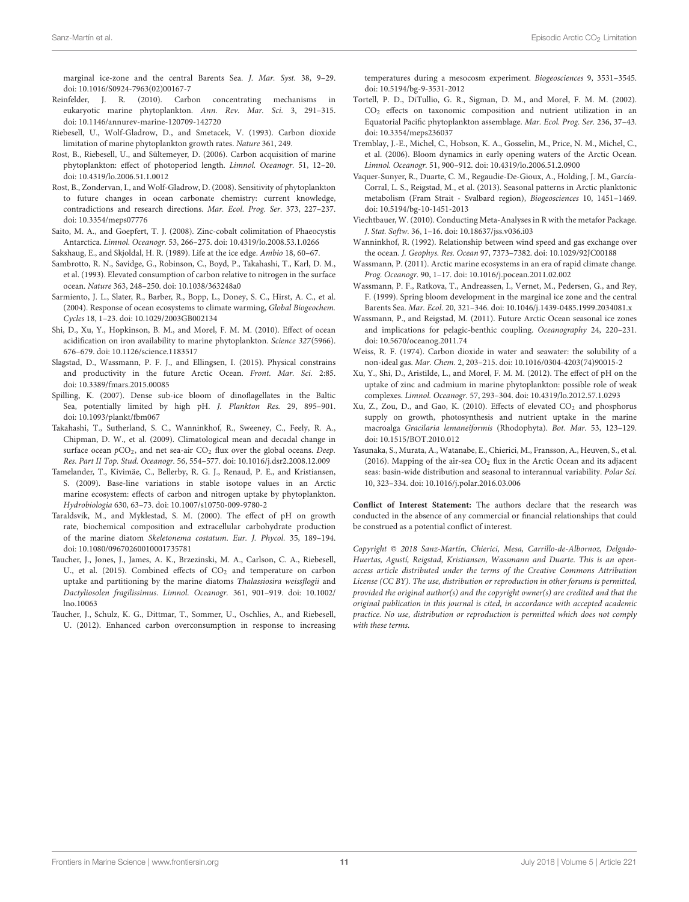marginal ice-zone and the central Barents Sea. *J. Mar. Syst.* 38, 9–29. doi: 10.1016/S0924-7963(02)00167-7

Reinfelder, J. R. (2010). Carbon concentrating mechanisms in eukaryotic marine phytoplankton. *Ann. Rev. Mar. Sci.* 3, 291–315. doi: 10.1146/annurev-marine-120709-142720

Riebesell, U., Wolf-Gladrow, D., and Smetacek, V. (1993). Carbon dioxide limitation of marine phytoplankton growth rates. *Nature* 361, 249.

Rost, B., Riebesell, U., and Sültemeyer, D. (2006). Carbon acquisition of marine phytoplankton: effect of photoperiod length. *Limnol. Oceanogr.* 51, 12–20. doi: 10.4319/lo.2006.51.1.0012

Rost, B., Zondervan, I., and Wolf-Gladrow, D. (2008). Sensitivity of phytoplankton to future changes in ocean carbonate chemistry: current knowledge, contradictions and research directions. *Mar. Ecol. Prog. Ser.* 373, 227–237. doi: 10.3354/meps07776

Saito, M. A., and Goepfert, T. J. (2008). Zinc-cobalt colimitation of Phaeocystis Antarctica. *Limnol. Oceanogr.* 53, 266–275. doi: 10.4319/lo.2008.53.1.0266

Sakshaug, E., and Skjoldal, H. R. (1989). Life at the ice edge. *Ambio* 18, 60–67.

Sambrotto, R. N., Savidge, G., Robinson, C., Boyd, P., Takahashi, T., Karl, D. M., et al. (1993). Elevated consumption of carbon relative to nitrogen in the surface ocean. *Nature* 363, 248–250. doi: 10.1038/363248a0

Sarmiento, J. L., Slater, R., Barber, R., Bopp, L., Doney, S. C., Hirst, A. C., et al. (2004). Response of ocean ecosystems to climate warming, *Global Biogeochem. Cycles* 18, 1–23. doi: 10.1029/2003GB002134

Shi, D., Xu, Y., Hopkinson, B. M., and Morel, F. M. M. (2010). Effect of ocean acidification on iron availability to marine phytoplankton. *Science 327*(5966). 676–679. doi: 10.1126/science.1183517

Slagstad, D., Wassmann, P. F. J., and Ellingsen, I. (2015). Physical constrains and productivity in the future Arctic Ocean. *Front. Mar. Sci.* 2:85. doi: 10.3389/fmars.2015.00085

Spilling, K. (2007). Dense sub-ice bloom of dinoflagellates in the Baltic Sea, potentially limited by high pH. *J. Plankton Res.* 29, 895–901. doi: 10.1093/plankt/fbm067

Takahashi, T., Sutherland, S. C., Wanninkhof, R., Sweeney, C., Feely, R. A., Chipman, D. W., et al. (2009). Climatological mean and decadal change in surface ocean $pCO_2$, and net sea-air $CO_2$ flux over the global oceans. *Deep. Res. Part II Top. Stud. Oceanogr.* 56, 554–577. doi: 10.1016/j.dsr2.2008.12.009

Tamelander, T., Kivimäe, C., Bellerby, R. G. J., Renaud, P. E., and Kristiansen, S. (2009). Base-line variations in stable isotope values in an Arctic marine ecosystem: effects of carbon and nitrogen uptake by phytoplankton. *Hydrobiologia* 630, 63–73. doi: 10.1007/s10750-009-9780-2

Taraldsvik, M., and Myklestad, S. M. (2000). The effect of pH on growth rate, biochemical composition and extracellular carbohydrate production of the marine diatom *Skeletonema costatum*. *Eur. J. Phycol.* 35, 189–194. doi: 10.1080/09670260010001735781

Taucher, J., Jones, J., James, A. K., Brzezinski, M. A., Carlson, C. A., Riebesell, U., et al. (2015). Combined effects of $CO_2$ and temperature on carbon uptake and partitioning by the marine diatoms *Thalassiosira weissflogii* and *Dactyliosolen fragilissimus*. *Limnol. Oceanogr.* 361, 901–919. doi: 10.1002/lno.10063

Taucher, J., Schulz, K. G., Dittmar, T., Sommer, U., Oschlies, A., and Riebesell, U. (2012). Enhanced carbon overconsumption in response to increasing temperatures during a mesocosm experiment. *Biogeosciences* 9, 3531–3545. doi: 10.5194/bg-9-3531-2012

Tortell, P. D., DiTullio, G. R., Sigman, D. M., and Morel, F. M. M. (2002). $CO_2$ effects on taxonomic composition and nutrient utilization in an Equatorial Pacific phytoplankton assemblage. *Mar. Ecol. Prog. Ser.* 236, 37–43. doi: 10.3354/meps236037

Tremblay, J.-E., Michel, C., Hobson, K. A., Gosselin, M., Price, N. M., Michel, C., et al. (2006). Bloom dynamics in early opening waters of the Arctic Ocean. *Limnol. Oceanogr.* 51, 900–912. doi: 10.4319/lo.2006.51.2.0900

Vaquer-Sunyer, R., Duarte, C. M., Regaudie-De-Gioux, A., Holding, J. M., García-Corral, L. S., Reigstad, M., et al. (2013). Seasonal patterns in Arctic planktonic metabolism (Fram Strait - Svalbard region), *Biogeosciences* 10, 1451–1469. doi: 10.5194/bg-10-1451-2013

Viechtbauer, W. (2010). Conducting Meta-Analyses in R with the metafor Package. *J. Stat. Softw.* 36, 1–16. doi: 10.18637/jss.v036.i03

Wanninkhof, R. (1992). Relationship between wind speed and gas exchange over the ocean. *J. Geophys. Res. Ocean* 97, 7373–7382. doi: 10.1029/92JC00188

Wassmann, P. (2011). Arctic marine ecosystems in an era of rapid climate change. *Prog. Oceanogr.* 90, 1–17. doi: 10.1016/j.pocean.2011.02.002

Wassmann, P. F., Ratkova, T., Andreassen, I., Vernet, M., Pedersen, G., and Rey, F. (1999). Spring bloom development in the marginal ice zone and the central Barents Sea. *Mar. Ecol.* 20, 321–346. doi: 10.1046/j.1439-0485.1999.2034081.x

Wassmann, P., and Reigstad, M. (2011). Future Arctic Ocean seasonal ice zones and implications for pelagic-benthic coupling. *Oceanography* 24, 220–231. doi: 10.5670/oceanog.2011.74

Weiss, R. F. (1974). Carbon dioxide in water and seawater: the solubility of a non-ideal gas. *Mar. Chem.* 2, 203–215. doi: 10.1016/0304-4203(74)90015-2

Xu, Y., Shi, D., Aristilde, L., and Morel, F. M. M. (2012). The effect of pH on the uptake of zinc and cadmium in marine phytoplankton: possible role of weak complexes. *Limnol. Oceanogr.* 57, 293–304. doi: 10.4319/lo.2012.57.1.0293

Xu, Z., Zou, D., and Gao, K. (2010). Effects of elevated $CO_2$ and phosphorus supply on growth, photosynthesis and nutrient uptake in the marine macroalga *Gracilaria lemaneiformis* (Rhodophyta). *Bot. Mar.* 53, 123–129. doi: 10.1515/BOT.2010.012

Yasunaka, S., Murata, A., Watanabe, E., Chierici, M., Fransson, A., Heuven, S., et al. (2016). Mapping of the air-sea $CO_2$ flux in the Arctic Ocean and its adjacent seas: basin-wide distribution and seasonal to interannual variability. *Polar Sci.* 10, 323–334. doi: 10.1016/j.polar.2016.03.006

**Conflict of Interest Statement:** The authors declare that the research was conducted in the absence of any commercial or financial relationships that could be construed as a potential conflict of interest.

*Copyright © 2018 Sanz-Martín, Chierici, Mesa, Carrillo-de-Albornoz, Delgado-Huertas, Agustí, Reigstad, Kristiansen, Wassmann and Duarte. This is an open-access article distributed under the terms of the Creative Commons Attribution License (CC BY). The use, distribution or reproduction in other forums is permitted, provided the original author(s) and the copyright owner(s) are credited and that the original publication in this journal is cited, in accordance with accepted academic practice. No use, distribution or reproduction is permitted which does not comply with these terms.*